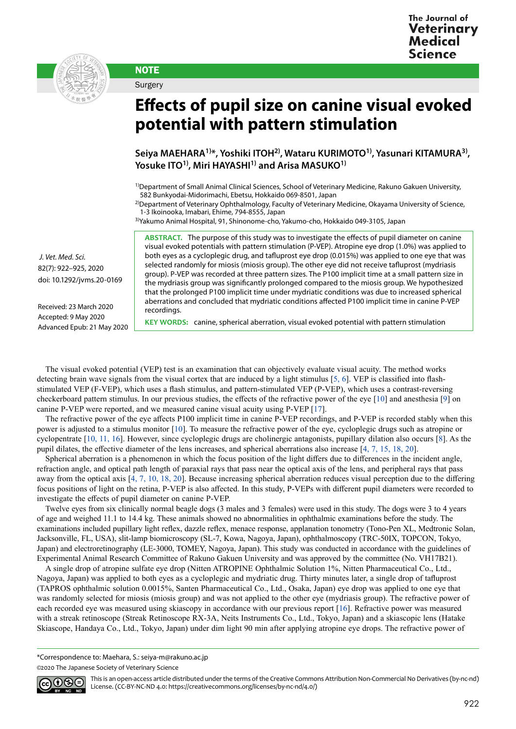NOTE

Surgery

# Effects of pupil size on canine visual evoked potential with pattern stimulation

**Seiya MAEHARA[1)]\*, Yoshiki ITOH[2)], Wataru KURIMOTO[1)], Yasunari KITAMURA[3)], Yosuke ITO[1)], Miri HAYASHI[1)] and Arisa MASUKO[1)]**

[1)]Department of Small Animal Clinical Sciences, School of Veterinary Medicine, Rakuno Gakuen University, 582 Bunkyodai-Midorimachi, Ebetsu, Hokkaido 069-8501, Japan

[2)]Department of Veterinary Ophthalmology, Faculty of Veterinary Medicine, Okayama University of Science, 1-3 Ikoinooka, Imabari, Ehime, 794-8555, Japan

[3)]Yakumo Animal Hospital, 91, Shinonome-cho, Yakumo-cho, Hokkaido 049-3105, Japan

*J. Vet. Med. Sci.*
82(7): 922–925, 2020
doi: 10.1292/jvms.20-0169

Received: 23 March 2020
Accepted: 9 May 2020
Advanced Epub: 21 May 2020

**ABSTRACT.** The purpose of this study was to investigate the effects of pupil diameter on canine visual evoked potentials with pattern stimulation (P-VEP). Atropine eye drop (1.0%) was applied to both eyes as a cycloplegic drug, and tafluprost eye drop (0.015%) was applied to one eye that was selected randomly for miosis (miosis group). The other eye did not receive tafluprost (mydriasis group). P-VEP was recorded at three pattern sizes. The P100 implicit time at a small pattern size in the mydriasis group was significantly prolonged compared to the miosis group. We hypothesized that the prolonged P100 implicit time under mydriatic conditions was due to increased spherical aberrations and concluded that mydriatic conditions affected P100 implicit time in canine P-VEP recordings.

**KEY WORDS:** canine, spherical aberration, visual evoked potential with pattern stimulation

The visual evoked potential (VEP) test is an examination that can objectively evaluate visual acuity. The method works detecting brain wave signals from the visual cortex that are induced by a light stimulus [5, 6]. VEP is classified into flash-stimulated VEP (F-VEP), which uses a flash stimulus, and pattern-stimulated VEP (P-VEP), which uses a contrast-reversing checkerboard pattern stimulus. In our previous studies, the effects of the refractive power of the eye [10] and anesthesia [9] on canine P-VEP were reported, and we measured canine visual acuity using P-VEP [17].

The refractive power of the eye affects P100 implicit time in canine P-VEP recordings, and P-VEP is recorded stably when this power is adjusted to a stimulus monitor [10]. To measure the refractive power of the eye, cycloplegic drugs such as atropine or cyclopentrate [10, 11, 16]. However, since cycloplegic drugs are cholinergic antagonists, pupillary dilation also occurs [8]. As the pupil dilates, the effective diameter of the lens increases, and spherical aberrations also increase [4, 7, 15, 18, 20].

Spherical aberration is a phenomenon in which the focus position of the light differs due to differences in the incident angle, refraction angle, and optical path length of paraxial rays that pass near the optical axis of the lens, and peripheral rays that pass away from the optical axis [4, 7, 10, 18, 20]. Because increasing spherical aberration reduces visual perception due to the differing focus positions of light on the retina, P-VEP is also affected. In this study, P-VEPs with different pupil diameters were recorded to investigate the effects of pupil diameter on canine P-VEP.

Twelve eyes from six clinically normal beagle dogs (3 males and 3 females) were used in this study. The dogs were 3 to 4 years of age and weighed 11.1 to 14.4 kg. These animals showed no abnormalities in ophthalmic examinations before the study. The examinations included pupillary light reflex, dazzle reflex, menace response, applanation tonometry (Tono-Pen XL, Medtronic Solan, Jacksonville, FL, USA), slit-lamp biomicroscopy (SL-7, Kowa, Nagoya, Japan), ophthalmoscopy (TRC-50IX, TOPCON, Tokyo, Japan) and electroretinography (LE-3000, TOMEY, Nagoya, Japan). This study was conducted in accordance with the guidelines of Experimental Animal Research Committee of Rakuno Gakuen University and was approved by the committee (No. VH17B21).

A single drop of atropine sulfate eye drop (Nitten ATROPINE Ophthalmic Solution 1%, Nitten Pharmaceutical Co., Ltd., Nagoya, Japan) was applied to both eyes as a cycloplegic and mydriatic drug. Thirty minutes later, a single drop of tafluprost (TAPROS ophthalmic solution 0.0015%, Santen Pharmaceutical Co., Ltd., Osaka, Japan) eye drop was applied to one eye that was randomly selected for miosis (miosis group) and was not applied to the other eye (mydriasis group). The refractive power of each recorded eye was measured using skiascopy in accordance with our previous report [16]. Refractive power was measured with a streak retinoscope (Streak Retinoscope RX-3A, Neits Instruments Co., Ltd., Tokyo, Japan) and a skiascopic lens (Hatake Skiascope, Handaya Co., Ltd., Tokyo, Japan) under dim light 90 min after applying atropine eye drops. The refractive power of

\*Correspondence to: Maehara, S.: seiya-m@rakuno.ac.jp

©2020 The Japanese Society of Veterinary Science

This is an open-access article distributed under the terms of the Creative Commons Attribution Non-Commercial No Derivatives (by-nc-nd) License. (CC-BY-NC-ND 4.0: https://creativecommons.org/licenses/by-nc-nd/4.0/)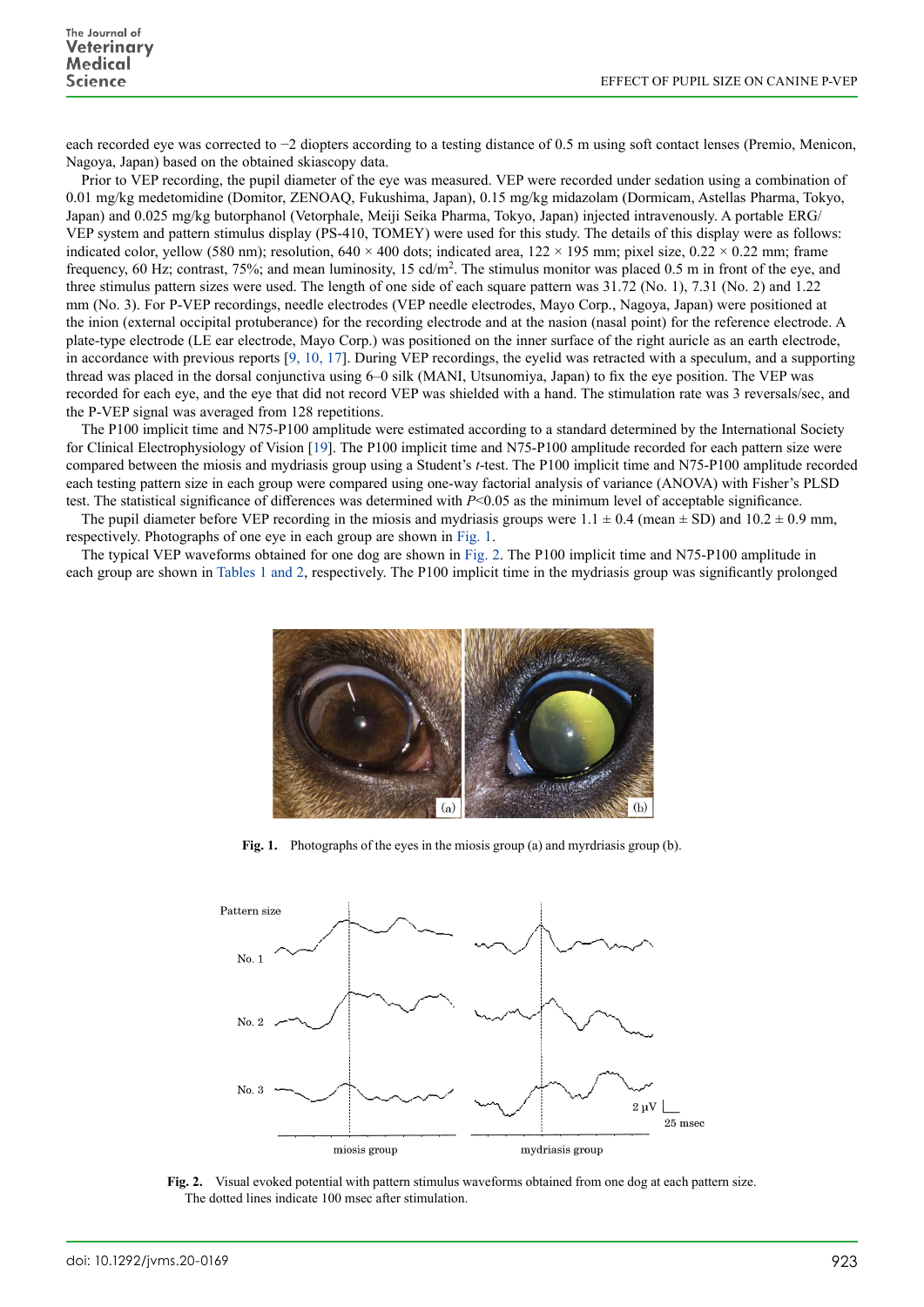each recorded eye was corrected to −2 diopters according to a testing distance of 0.5 m using soft contact lenses (Premio, Menicon, Nagoya, Japan) based on the obtained skiascopy data.

Prior to VEP recording, the pupil diameter of the eye was measured. VEP were recorded under sedation using a combination of 0.01 mg/kg medetomidine (Domitor, ZENOAQ, Fukushima, Japan), 0.15 mg/kg midazolam (Dormicam, Astellas Pharma, Tokyo, Japan) and 0.025 mg/kg butorphanol (Vetorphale, Meiji Seika Pharma, Tokyo, Japan) injected intravenously. A portable ERG/VEP system and pattern stimulus display (PS-410, TOMEY) were used for this study. The details of this display were as follows: indicated color, yellow (580 nm); resolution, 640 × 400 dots; indicated area, 122 × 195 mm; pixel size, 0.22 × 0.22 mm; frame frequency, 60 Hz; contrast, 75%; and mean luminosity, 15 cd/m$^2$. The stimulus monitor was placed 0.5 m in front of the eye, and three stimulus pattern sizes were used. The length of one side of each square pattern was 31.72 (No. 1), 7.31 (No. 2) and 1.22 mm (No. 3). For P-VEP recordings, needle electrodes (VEP needle electrodes, Mayo Corp., Nagoya, Japan) were positioned at the inion (external occipital protuberance) for the recording electrode and at the nasion (nasal point) for the reference electrode. A plate-type electrode (LE ear electrode, Mayo Corp.) was positioned on the inner surface of the right auricle as an earth electrode, in accordance with previous reports [9, 10, 17]. During VEP recordings, the eyelid was retracted with a speculum, and a supporting thread was placed in the dorsal conjunctiva using 6–0 silk (MANI, Utsunomiya, Japan) to fix the eye position. The VEP was recorded for each eye, and the eye that did not record VEP was shielded with a hand. The stimulation rate was 3 reversals/sec, and the P-VEP signal was averaged from 128 repetitions.

The P100 implicit time and N75-P100 amplitude were estimated according to a standard determined by the International Society for Clinical Electrophysiology of Vision [19]. The P100 implicit time and N75-P100 amplitude recorded for each pattern size were compared between the miosis and mydriasis group using a Student's *t*-test. The P100 implicit time and N75-P100 amplitude recorded each testing pattern size in each group were compared using one-way factorial analysis of variance (ANOVA) with Fisher's PLSD test. The statistical significance of differences was determined with $P<0.05$ as the minimum level of acceptable significance.

The pupil diameter before VEP recording in the miosis and mydriasis groups were 1.1 ± 0.4 (mean ± SD) and 10.2 ± 0.9 mm, respectively. Photographs of one eye in each group are shown in Fig. 1.

The typical VEP waveforms obtained for one dog are shown in Fig. 2. The P100 implicit time and N75-P100 amplitude in each group are shown in Tables 1 and 2, respectively. The P100 implicit time in the mydriasis group was significantly prolonged

**Fig. 1.** Photographs of the eyes in the miosis group (a) and myrdriasis group (b).

**Fig. 2.** Visual evoked potential with pattern stimulus waveforms obtained from one dog at each pattern size. The dotted lines indicate 100 msec after stimulation.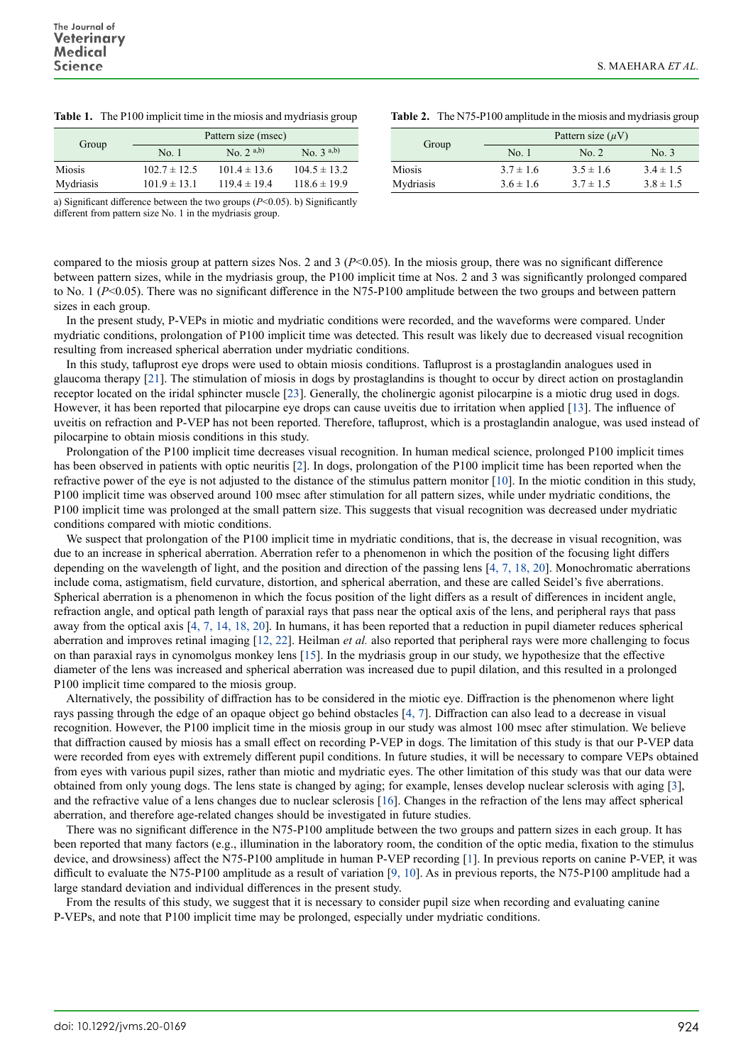**Table 1.** The P100 implicit time in the miosis and mydriasis group

| Group | Pattern size (msec) | | |
|---|---|---|---|
| | No. 1 | No. 2 [a,b)] | No. 3 [a,b)] |
| Miosis | 102.7 ± 12.5 | 101.4 ± 13.6 | 104.5 ± 13.2 |
| Mydriasis | 101.9 ± 13.1 | 119.4 ± 19.4 | 118.6 ± 19.9 |

a) Significant difference between the two groups ($P$<0.05). b) Significantly different from pattern size No. 1 in the mydriasis group.

**Table 2.** The N75-P100 amplitude in the miosis and mydriasis group

| Group | Pattern size ($\mu$V) | | |
|---|---|---|---|
| | No. 1 | No. 2 | No. 3 |
| Miosis | 3.7 ± 1.6 | 3.5 ± 1.6 | 3.4 ± 1.5 |
| Mydriasis | 3.6 ± 1.6 | 3.7 ± 1.5 | 3.8 ± 1.5 |

compared to the miosis group at pattern sizes Nos. 2 and 3 ($P$<0.05). In the miosis group, there was no significant difference between pattern sizes, while in the mydriasis group, the P100 implicit time at Nos. 2 and 3 was significantly prolonged compared to No. 1 ($P$<0.05). There was no significant difference in the N75-P100 amplitude between the two groups and between pattern sizes in each group.

In the present study, P-VEPs in miotic and mydriatic conditions were recorded, and the waveforms were compared. Under mydriatic conditions, prolongation of P100 implicit time was detected. This result was likely due to decreased visual recognition resulting from increased spherical aberration under mydriatic conditions.

In this study, tafluprost eye drops were used to obtain miosis conditions. Tafluprost is a prostaglandin analogues used in glaucoma therapy [21]. The stimulation of miosis in dogs by prostaglandins is thought to occur by direct action on prostaglandin receptor located on the iridal sphincter muscle [23]. Generally, the cholinergic agonist pilocarpine is a miotic drug used in dogs. However, it has been reported that pilocarpine eye drops can cause uveitis due to irritation when applied [13]. The influence of uveitis on refraction and P-VEP has not been reported. Therefore, tafluprost, which is a prostaglandin analogue, was used instead of pilocarpine to obtain miosis conditions in this study.

Prolongation of the P100 implicit time decreases visual recognition. In human medical science, prolonged P100 implicit times has been observed in patients with optic neuritis [2]. In dogs, prolongation of the P100 implicit time has been reported when the refractive power of the eye is not adjusted to the distance of the stimulus pattern monitor [10]. In the miotic condition in this study, P100 implicit time was observed around 100 msec after stimulation for all pattern sizes, while under mydriatic conditions, the P100 implicit time was prolonged at the small pattern size. This suggests that visual recognition was decreased under mydriatic conditions compared with miotic conditions.

We suspect that prolongation of the P100 implicit time in mydriatic conditions, that is, the decrease in visual recognition, was due to an increase in spherical aberration. Aberration refer to a phenomenon in which the position of the focusing light differs depending on the wavelength of light, and the position and direction of the passing lens [4, 7, 18, 20]. Monochromatic aberrations include coma, astigmatism, field curvature, distortion, and spherical aberration, and these are called Seidel's five aberrations. Spherical aberration is a phenomenon in which the focus position of the light differs as a result of differences in incident angle, refraction angle, and optical path length of paraxial rays that pass near the optical axis of the lens, and peripheral rays that pass away from the optical axis [4, 7, 14, 18, 20]. In humans, it has been reported that a reduction in pupil diameter reduces spherical aberration and improves retinal imaging [12, 22]. Heilman *et al.* also reported that peripheral rays were more challenging to focus on than paraxial rays in cynomolgus monkey lens [15]. In the mydriasis group in our study, we hypothesize that the effective diameter of the lens was increased and spherical aberration was increased due to pupil dilation, and this resulted in a prolonged P100 implicit time compared to the miosis group.

Alternatively, the possibility of diffraction has to be considered in the miotic eye. Diffraction is the phenomenon where light rays passing through the edge of an opaque object go behind obstacles [4, 7]. Diffraction can also lead to a decrease in visual recognition. However, the P100 implicit time in the miosis group in our study was almost 100 msec after stimulation. We believe that diffraction caused by miosis has a small effect on recording P-VEP in dogs. The limitation of this study is that our P-VEP data were recorded from eyes with extremely different pupil conditions. In future studies, it will be necessary to compare VEPs obtained from eyes with various pupil sizes, rather than miotic and mydriatic eyes. The other limitation of this study was that our data were obtained from only young dogs. The lens state is changed by aging; for example, lenses develop nuclear sclerosis with aging [3], and the refractive value of a lens changes due to nuclear sclerosis [16]. Changes in the refraction of the lens may affect spherical aberration, and therefore age-related changes should be investigated in future studies.

There was no significant difference in the N75-P100 amplitude between the two groups and pattern sizes in each group. It has been reported that many factors (e.g., illumination in the laboratory room, the condition of the optic media, fixation to the stimulus device, and drowsiness) affect the N75-P100 amplitude in human P-VEP recording [1]. In previous reports on canine P-VEP, it was difficult to evaluate the N75-P100 amplitude as a result of variation [9, 10]. As in previous reports, the N75-P100 amplitude had a large standard deviation and individual differences in the present study.

From the results of this study, we suggest that it is necessary to consider pupil size when recording and evaluating canine P-VEPs, and note that P100 implicit time may be prolonged, especially under mydriatic conditions.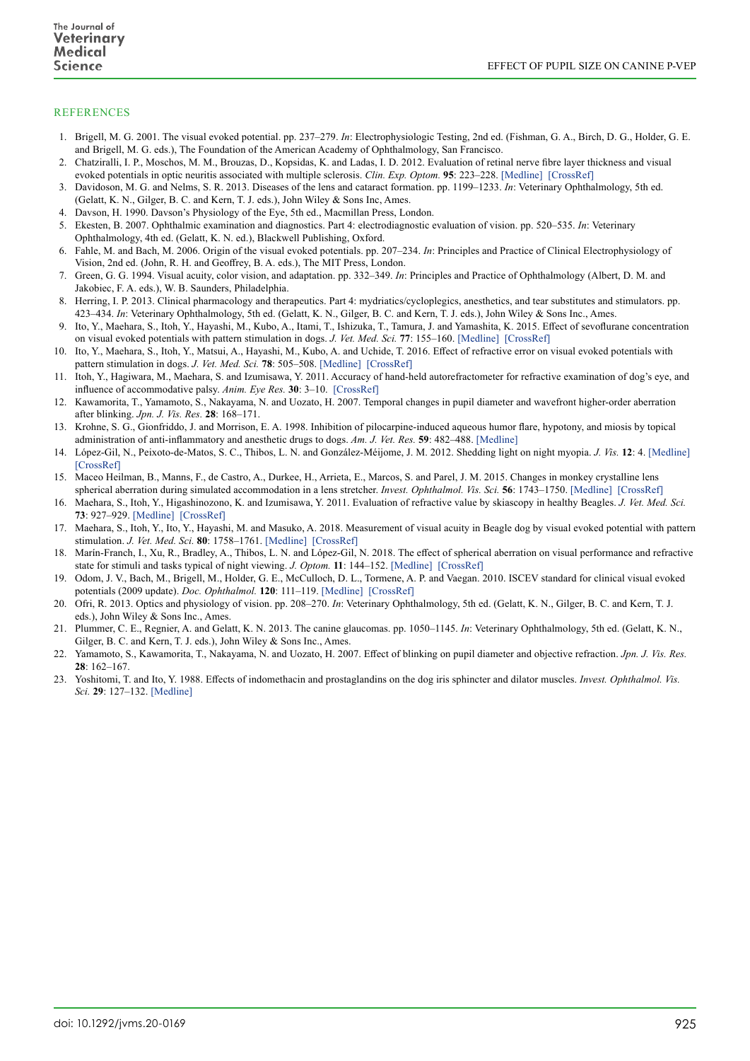## REFERENCES

1. Brigell, M. G. 2001. The visual evoked potential. pp. 237–279. *In*: Electrophysiologic Testing, 2nd ed. (Fishman, G. A., Birch, D. G., Holder, G. E. and Brigell, M. G. eds.), The Foundation of the American Academy of Ophthalmology, San Francisco.
2. Chatziralli, I. P., Moschos, M. M., Brouzas, D., Kopsidas, K. and Ladas, I. D. 2012. Evaluation of retinal nerve fibre layer thickness and visual evoked potentials in optic neuritis associated with multiple sclerosis. *Clin. Exp. Optom.* **95**: 223–228. [Medline] [CrossRef]
3. Davidoson, M. G. and Nelms, S. R. 2013. Diseases of the lens and cataract formation. pp. 1199–1233. *In*: Veterinary Ophthalmology, 5th ed. (Gelatt, K. N., Gilger, B. C. and Kern, T. J. eds.), John Wiley & Sons Inc, Ames.
4. Davson, H. 1990. Davson's Physiology of the Eye, 5th ed., Macmillan Press, London.
5. Ekesten, B. 2007. Ophthalmic examination and diagnostics. Part 4: electrodiagnostic evaluation of vision. pp. 520–535. *In*: Veterinary Ophthalmology, 4th ed. (Gelatt, K. N. ed.), Blackwell Publishing, Oxford.
6. Fahle, M. and Bach, M. 2006. Origin of the visual evoked potentials. pp. 207–234. *In*: Principles and Practice of Clinical Electrophysiology of Vision, 2nd ed. (John, R. H. and Geoffrey, B. A. eds.), The MIT Press, London.
7. Green, G. G. 1994. Visual acuity, color vision, and adaptation. pp. 332–349. *In*: Principles and Practice of Ophthalmology (Albert, D. M. and Jakobiec, F. A. eds.), W. B. Saunders, Philadelphia.
8. Herring, I. P. 2013. Clinical pharmacology and therapeutics. Part 4: mydriatics/cycloplegics, anesthetics, and tear substitutes and stimulators. pp. 423–434. *In*: Veterinary Ophthalmology, 5th ed. (Gelatt, K. N., Gilger, B. C. and Kern, T. J. eds.), John Wiley & Sons Inc., Ames.
9. Ito, Y., Maehara, S., Itoh, Y., Hayashi, M., Kubo, A., Itami, T., Ishizuka, T., Tamura, J. and Yamashita, K. 2015. Effect of sevoflurane concentration on visual evoked potentials with pattern stimulation in dogs. *J. Vet. Med. Sci.* **77**: 155–160. [Medline] [CrossRef]
10. Ito, Y., Maehara, S., Itoh, Y., Matsui, A., Hayashi, M., Kubo, A. and Uchide, T. 2016. Effect of refractive error on visual evoked potentials with pattern stimulation in dogs. *J. Vet. Med. Sci.* **78**: 505–508. [Medline] [CrossRef]
11. Itoh, Y., Hagiwara, M., Maehara, S. and Izumisawa, Y. 2011. Accuracy of hand-held autorefractometer for refractive examination of dog's eye, and influence of accommodative palsy. *Anim. Eye Res.* **30**: 3–10. [CrossRef]
12. Kawamorita, T., Yamamoto, S., Nakayama, N. and Uozato, H. 2007. Temporal changes in pupil diameter and wavefront higher-order aberration after blinking. *Jpn. J. Vis. Res.* **28**: 168–171.
13. Krohne, S. G., Gionfriddo, J. and Morrison, E. A. 1998. Inhibition of pilocarpine-induced aqueous humor flare, hypotony, and miosis by topical administration of anti-inflammatory and anesthetic drugs to dogs. *Am. J. Vet. Res.* **59**: 482–488. [Medline]
14. López-Gil, N., Peixoto-de-Matos, S. C., Thibos, L. N. and González-Méijome, J. M. 2012. Shedding light on night myopia. *J. Vis.* **12**: 4. [Medline] [CrossRef]
15. Maceo Heilman, B., Manns, F., de Castro, A., Durkee, H., Arrieta, E., Marcos, S. and Parel, J. M. 2015. Changes in monkey crystalline lens spherical aberration during simulated accommodation in a lens stretcher. *Invest. Ophthalmol. Vis. Sci.* **56**: 1743–1750. [Medline] [CrossRef]
16. Maehara, S., Itoh, Y., Higashinozono, K. and Izumisawa, Y. 2011. Evaluation of refractive value by skiascopy in healthy Beagles. *J. Vet. Med. Sci.* **73**: 927–929. [Medline] [CrossRef]
17. Maehara, S., Itoh, Y., Ito, Y., Hayashi, M. and Masuko, A. 2018. Measurement of visual acuity in Beagle dog by visual evoked potential with pattern stimulation. *J. Vet. Med. Sci.* **80**: 1758–1761. [Medline] [CrossRef]
18. Marín-Franch, I., Xu, R., Bradley, A., Thibos, L. N. and López-Gil, N. 2018. The effect of spherical aberration on visual performance and refractive state for stimuli and tasks typical of night viewing. *J. Optom.* **11**: 144–152. [Medline] [CrossRef]
19. Odom, J. V., Bach, M., Brigell, M., Holder, G. E., McCulloch, D. L., Tormene, A. P. and Vaegan. 2010. ISCEV standard for clinical visual evoked potentials (2009 update). *Doc. Ophthalmol.* **120**: 111–119. [Medline] [CrossRef]
20. Ofri, R. 2013. Optics and physiology of vision. pp. 208–270. *In*: Veterinary Ophthalmology, 5th ed. (Gelatt, K. N., Gilger, B. C. and Kern, T. J. eds.), John Wiley & Sons Inc., Ames.
21. Plummer, C. E., Regnier, A. and Gelatt, K. N. 2013. The canine glaucomas. pp. 1050–1145. *In*: Veterinary Ophthalmology, 5th ed. (Gelatt, K. N., Gilger, B. C. and Kern, T. J. eds.), John Wiley & Sons Inc., Ames.
22. Yamamoto, S., Kawamorita, T., Nakayama, N. and Uozato, H. 2007. Effect of blinking on pupil diameter and objective refraction. *Jpn. J. Vis. Res.* **28**: 162–167.
23. Yoshitomi, T. and Ito, Y. 1988. Effects of indomethacin and prostaglandins on the dog iris sphincter and dilator muscles. *Invest. Ophthalmol. Vis. Sci.* **29**: 127–132. [Medline]

doi: 10.1292/jvms.20-0169